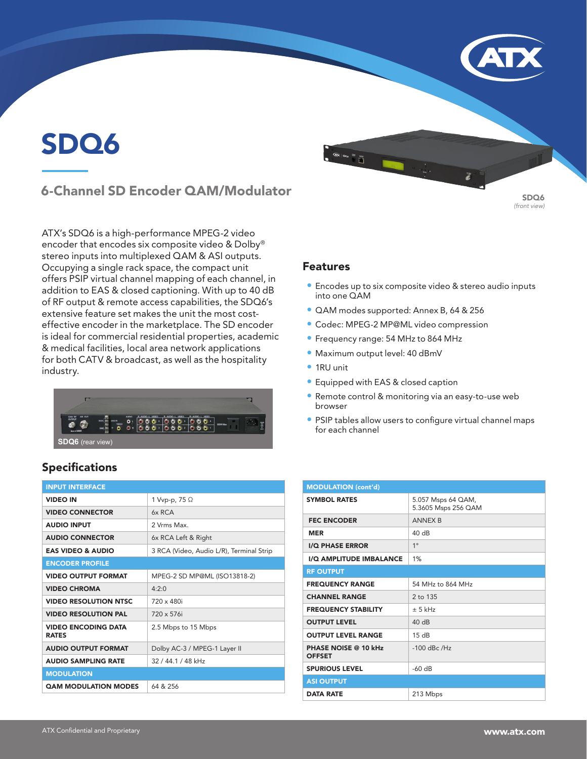# SDQ6

## 6-Channel SD Encoder QAM/Modulator

SDQ6
*(front view)*

ATX's SDQ6 is a high-performance MPEG-2 video encoder that encodes six composite video & Dolby® stereo inputs into multiplexed QAM & ASI outputs. Occupying a single rack space, the compact unit offers PSIP virtual channel mapping of each channel, in addition to EAS & closed captioning. With up to 40 dB of RF output & remote access capabilities, the SDQ6's extensive feature set makes the unit the most cost-effective encoder in the marketplace. The SD encoder is ideal for commercial residential properties, academic & medical facilities, local area network applications for both CATV & broadcast, as well as the hospitality industry.

**SDQ6** (rear view)

## Features

- Encodes up to six composite video & stereo audio inputs into one QAM
- QAM modes supported: Annex B, 64 & 256
- Codec: MPEG-2 MP@ML video compression
- Frequency range: 54 MHz to 864 MHz
- Maximum output level: 40 dBmV
- 1RU unit
- Equipped with EAS & closed caption
- Remote control & monitoring via an easy-to-use web browser
- PSIP tables allow users to configure virtual channel maps for each channel

## Specifications

| INPUT INTERFACE | |
|---|---|
| VIDEO IN | 1 Vvp-p, 75 Ω |
| VIDEO CONNECTOR | 6x RCA |
| AUDIO INPUT | 2 Vrms Max. |
| AUDIO CONNECTOR | 6x RCA Left & Right |
| EAS VIDEO & AUDIO | 3 RCA (Video, Audio L/R), Terminal Strip |
| **ENCODER PROFILE** | |
| VIDEO OUTPUT FORMAT | MPEG-2 SD MP@ML (ISO13818-2) |
| VIDEO CHROMA | 4:2:0 |
| VIDEO RESOLUTION NTSC | 720 x 480i |
| VIDEO RESOLUTION PAL | 720 x 576i |
| VIDEO ENCODING DATA RATES | 2.5 Mbps to 15 Mbps |
| AUDIO OUTPUT FORMAT | Dolby AC-3 / MPEG-1 Layer II |
| AUDIO SAMPLING RATE | 32 / 44.1 / 48 kHz |
| **MODULATION** | |
| QAM MODULATION MODES | 64 & 256 |

| MODULATION (cont'd) | |
|---|---|
| SYMBOL RATES | 5.057 Msps 64 QAM, 5.3605 Msps 256 QAM |
| FEC ENCODER | ANNEX B |
| MER | 40 dB |
| I/Q PHASE ERROR | 1° |
| I/Q AMPLITUDE IMBALANCE | 1% |
| **RF OUTPUT** | |
| FREQUENCY RANGE | 54 MHz to 864 MHz |
| CHANNEL RANGE | 2 to 135 |
| FREQUENCY STABILITY | ± 5 kHz |
| OUTPUT LEVEL | 40 dB |
| OUTPUT LEVEL RANGE | 15 dB |
| PHASE NOISE @ 10 kHz OFFSET | -100 dBc /Hz |
| SPURIOUS LEVEL | -60 dB |
| **ASI OUTPUT** | |
| DATA RATE | 213 Mbps |

ATX Confidential and Proprietary

www.atx.com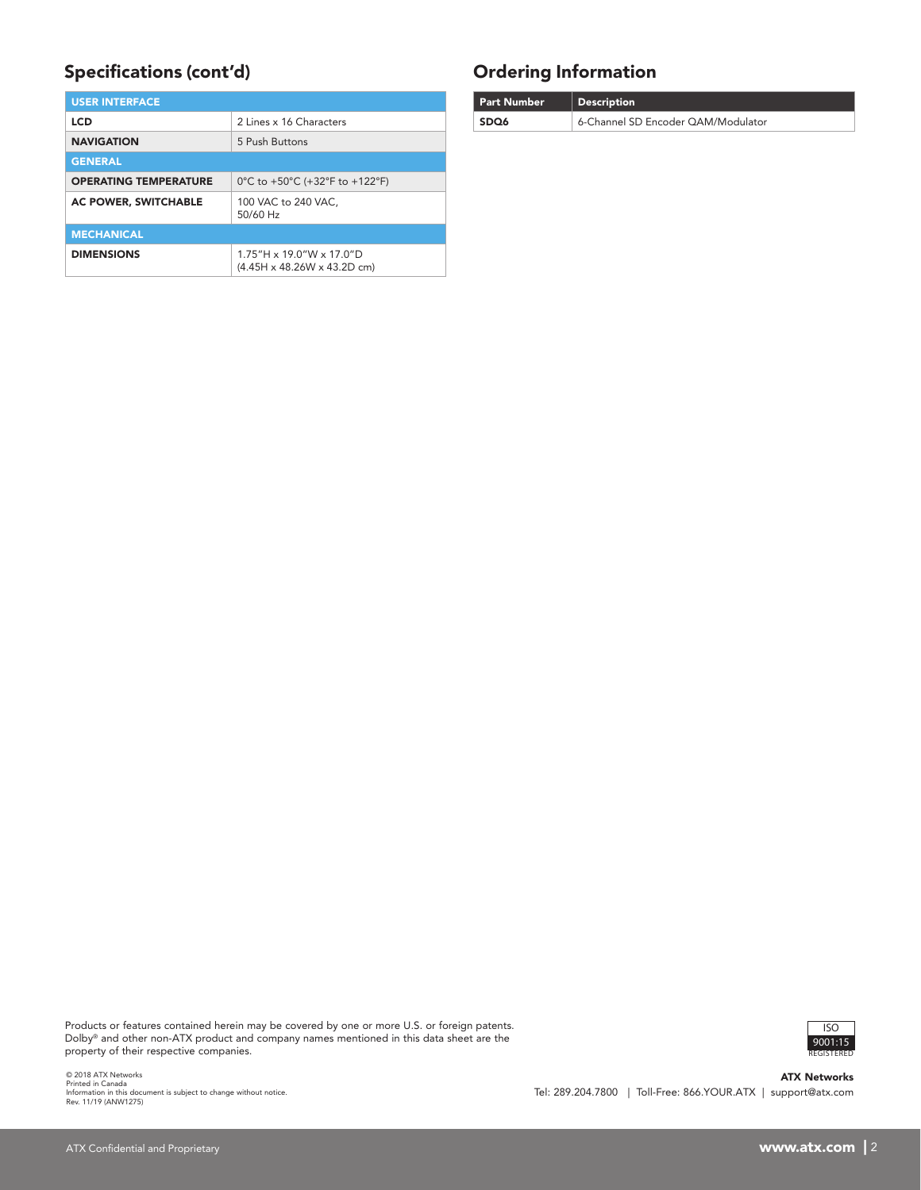## Specifications (cont'd)

| | |
|---|---|
| **USER INTERFACE** | |
| **LCD** | 2 Lines x 16 Characters |
| **NAVIGATION** | 5 Push Buttons |
| **GENERAL** | |
| **OPERATING TEMPERATURE** | 0°C to +50°C (+32°F to +122°F) |
| **AC POWER, SWITCHABLE** | 100 VAC to 240 VAC, 50/60 Hz |
| **MECHANICAL** | |
| **DIMENSIONS** | 1.75"H x 19.0"W x 17.0"D (4.45H x 48.26W x 43.2D cm) |

## Ordering Information

| Part Number | Description |
|---|---|
| **SDQ6** | 6-Channel SD Encoder QAM/Modulator |

Products or features contained herein may be covered by one or more U.S. or foreign patents. Dolby® and other non-ATX product and company names mentioned in this data sheet are the property of their respective companies.

© 2018 ATX Networks
Printed in Canada
Information in this document is subject to change without notice.
Rev. 11/19 (ANW1275)

ISO 9001:15 REGISTERED

**ATX Networks**
Tel: 289.204.7800 | Toll-Free: 866.YOUR.ATX | support@atx.com

ATX Confidential and Proprietary

**www.atx.com**